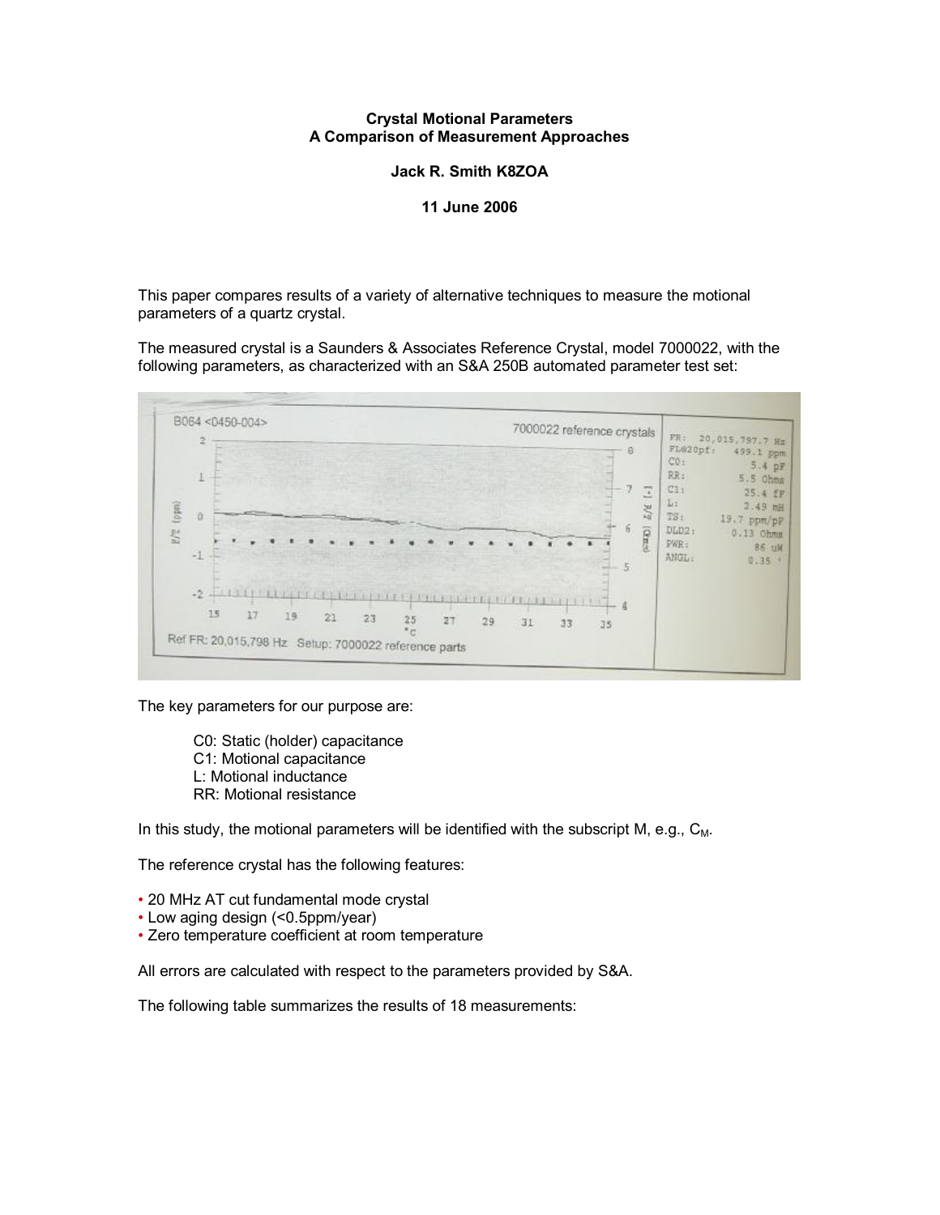**Crystal Motional Parameters**
**A Comparison of Measurement Approaches**

**Jack R. Smith K8ZOA**

**11 June 2006**

This paper compares results of a variety of alternative techniques to measure the motional parameters of a quartz crystal.

The measured crystal is a Saunders & Associates Reference Crystal, model 7000022, with the following parameters, as characterized with an S&A 250B automated parameter test set:

The key parameters for our purpose are:

- C0: Static (holder) capacitance
- C1: Motional capacitance
- L: Motional inductance
- RR: Motional resistance

In this study, the motional parameters will be identified with the subscript M, e.g., $C_M$.

The reference crystal has the following features:

- 20 MHz AT cut fundamental mode crystal
- Low aging design (<0.5ppm/year)
- Zero temperature coefficient at room temperature

All errors are calculated with respect to the parameters provided by S&A.

The following table summarizes the results of 18 measurements: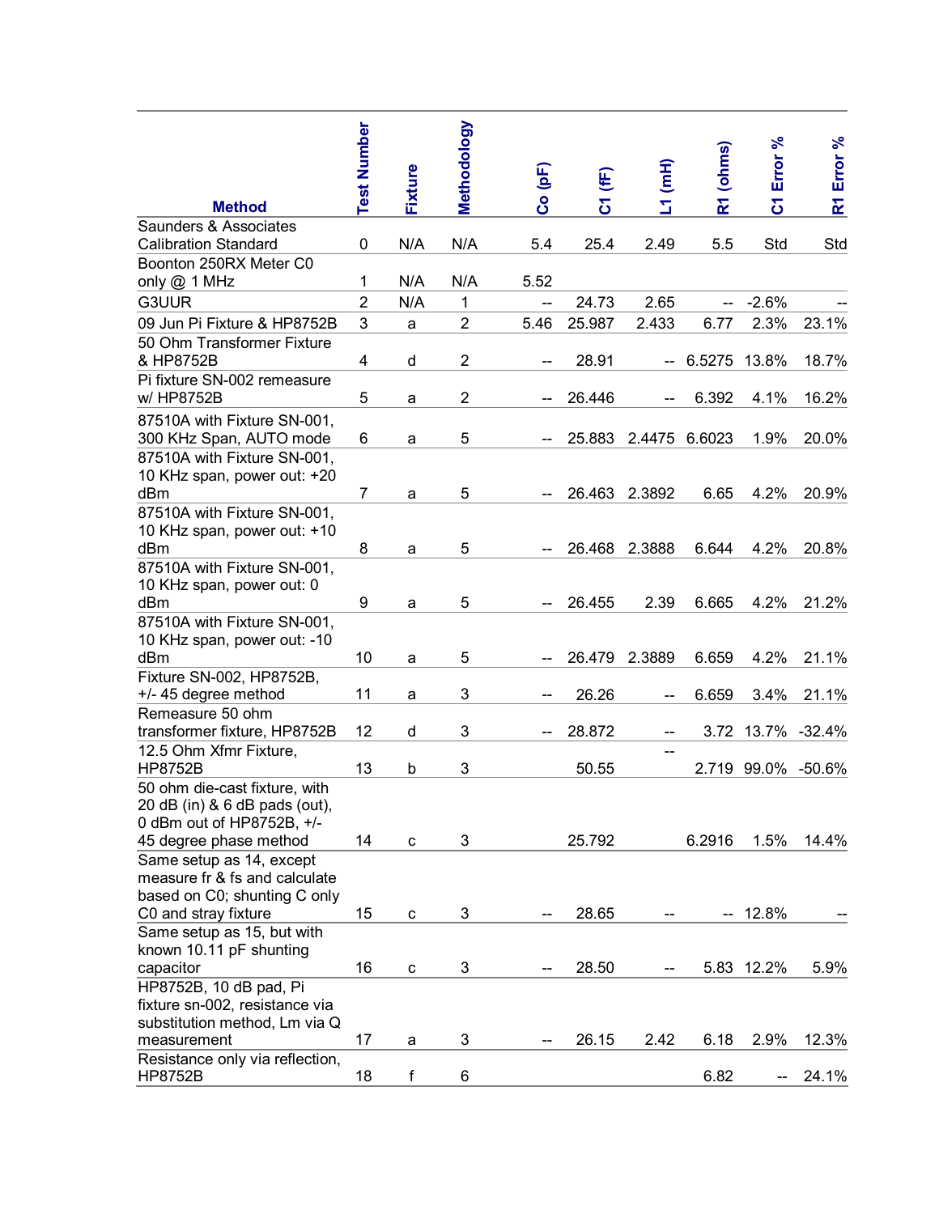| Method | Test Number | Fixture | Methodology | Co (pF) | C1 (fF) | L1 (mH) | R1 (ohms) | C1 Error % | R1 Error % |
|---|---|---|---|---|---|---|---|---|---|
| Saunders & Associates Calibration Standard | 0 | N/A | N/A | 5.4 | 25.4 | 2.49 | 5.5 | Std | Std |
| Boonton 250RX Meter C0 only @ 1 MHz | 1 | N/A | N/A | 5.52 | | | | | |
| G3UUR | 2 | N/A | 1 | -- | 24.73 | 2.65 | -- | -2.6% | -- |
| 09 Jun Pi Fixture & HP8752B | 3 | a | 2 | 5.46 | 25.987 | 2.433 | 6.77 | 2.3% | 23.1% |
| 50 Ohm Transformer Fixture & HP8752B | 4 | d | 2 | -- | 28.91 | -- | 6.5275 | 13.8% | 18.7% |
| Pi fixture SN-002 remeasure w/ HP8752B | 5 | a | 2 | -- | 26.446 | -- | 6.392 | 4.1% | 16.2% |
| 87510A with Fixture SN-001, 300 KHz Span, AUTO mode | 6 | a | 5 | -- | 25.883 | 2.4475 | 6.6023 | 1.9% | 20.0% |
| 87510A with Fixture SN-001, 10 KHz span, power out: +20 dBm | 7 | a | 5 | -- | 26.463 | 2.3892 | 6.65 | 4.2% | 20.9% |
| 87510A with Fixture SN-001, 10 KHz span, power out: +10 dBm | 8 | a | 5 | -- | 26.468 | 2.3888 | 6.644 | 4.2% | 20.8% |
| 87510A with Fixture SN-001, 10 KHz span, power out: 0 dBm | 9 | a | 5 | -- | 26.455 | 2.39 | 6.665 | 4.2% | 21.2% |
| 87510A with Fixture SN-001, 10 KHz span, power out: -10 dBm | 10 | a | 5 | -- | 26.479 | 2.3889 | 6.659 | 4.2% | 21.1% |
| Fixture SN-002, HP8752B, +/- 45 degree method | 11 | a | 3 | -- | 26.26 | -- | 6.659 | 3.4% | 21.1% |
| Remeasure 50 ohm transformer fixture, HP8752B | 12 | d | 3 | -- | 28.872 | -- | 3.72 | 13.7% | -32.4% |
| 12.5 Ohm Xfmr Fixture, HP8752B | 13 | b | 3 | | 50.55 | -- | 2.719 | 99.0% | -50.6% |
| 50 ohm die-cast fixture, with 20 dB (in) & 6 dB pads (out), 0 dBm out of HP8752B, +/- 45 degree phase method | 14 | c | 3 | | 25.792 | | 6.2916 | 1.5% | 14.4% |
| Same setup as 14, except measure fr & fs and calculate based on C0; shunting C only C0 and stray fixture | 15 | c | 3 | -- | 28.65 | -- | -- | 12.8% | -- |
| Same setup as 15, but with known 10.11 pF shunting capacitor | 16 | c | 3 | -- | 28.50 | -- | 5.83 | 12.2% | 5.9% |
| HP8752B, 10 dB pad, Pi fixture sn-002, resistance via substitution method, Lm via Q measurement | 17 | a | 3 | -- | 26.15 | 2.42 | 6.18 | 2.9% | 12.3% |
| Resistance only via reflection, HP8752B | 18 | f | 6 | | | | 6.82 | -- | 24.1% |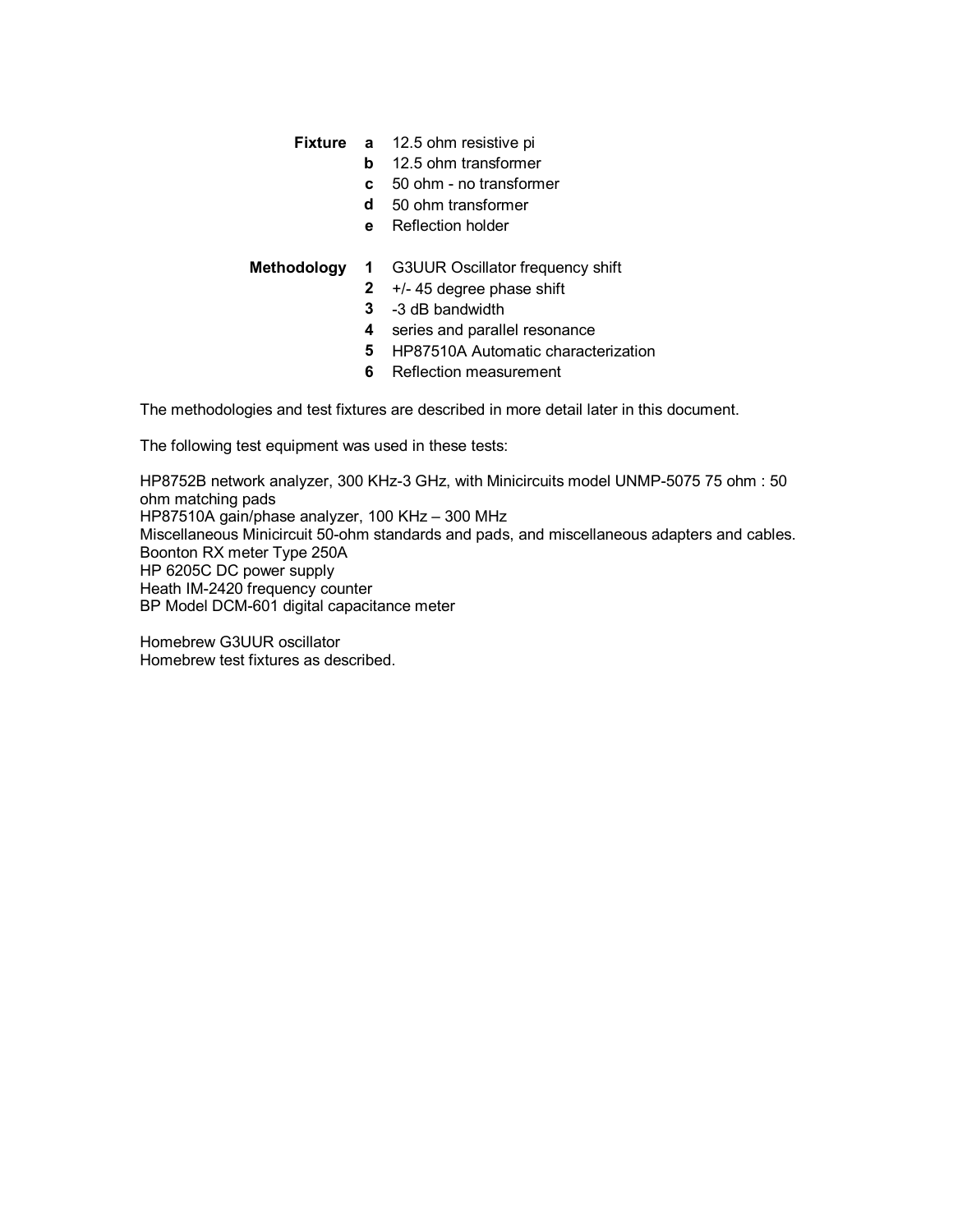| | | |
|---|---|---|
| **Fixture** | **a** | 12.5 ohm resistive pi |
| | **b** | 12.5 ohm transformer |
| | **c** | 50 ohm - no transformer |
| | **d** | 50 ohm transformer |
| | **e** | Reflection holder |
| **Methodology** | **1** | G3UUR Oscillator frequency shift |
| | **2** | +/- 45 degree phase shift |
| | **3** | -3 dB bandwidth |
| | **4** | series and parallel resonance |
| | **5** | HP87510A Automatic characterization |
| | **6** | Reflection measurement |

The methodologies and test fixtures are described in more detail later in this document.

The following test equipment was used in these tests:

HP8752B network analyzer, 300 KHz-3 GHz, with Minicircuits model UNMP-5075 75 ohm : 50 ohm matching pads
HP87510A gain/phase analyzer, 100 KHz – 300 MHz
Miscellaneous Minicircuit 50-ohm standards and pads, and miscellaneous adapters and cables.
Boonton RX meter Type 250A
HP 6205C DC power supply
Heath IM-2420 frequency counter
BP Model DCM-601 digital capacitance meter

Homebrew G3UUR oscillator
Homebrew test fixtures as described.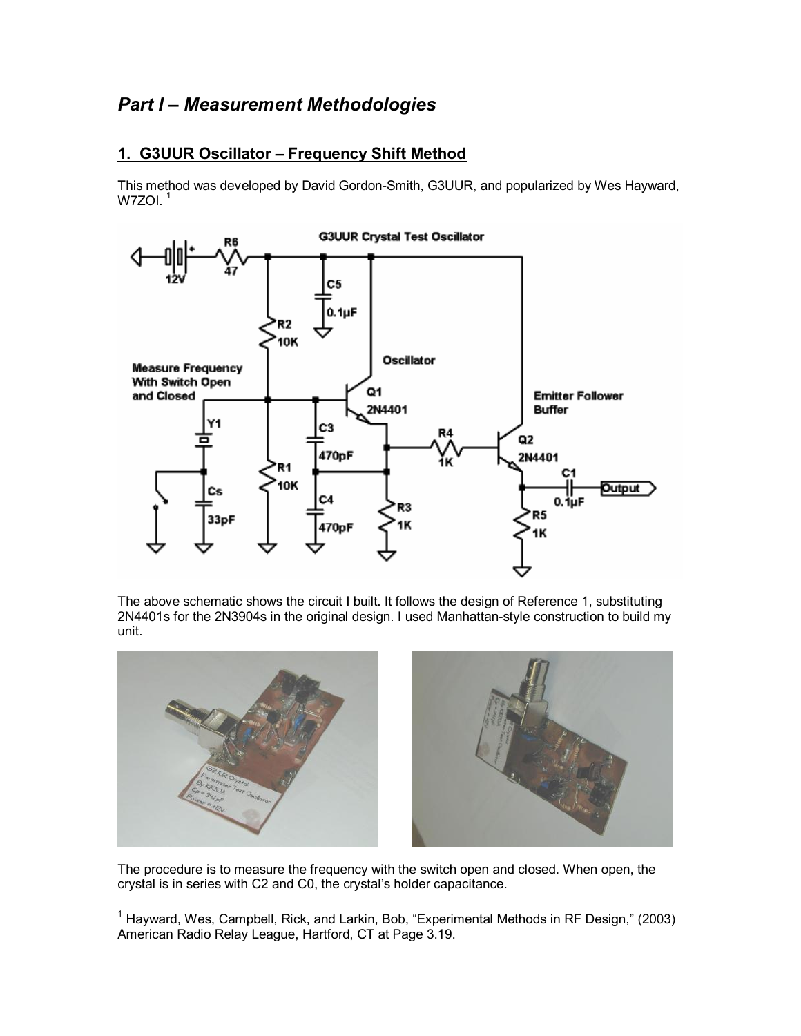# *Part I – Measurement Methodologies*

## 1. G3UUR Oscillator – Frequency Shift Method

This method was developed by David Gordon-Smith, G3UUR, and popularized by Wes Hayward, W7ZOI. [1]

The above schematic shows the circuit I built. It follows the design of Reference 1, substituting 2N4401s for the 2N3904s in the original design. I used Manhattan-style construction to build my unit.

The procedure is to measure the frequency with the switch open and closed. When open, the crystal is in series with C2 and C0, the crystal's holder capacitance.

---

[1] Hayward, Wes, Campbell, Rick, and Larkin, Bob, "Experimental Methods in RF Design," (2003) American Radio Relay League, Hartford, CT at Page 3.19.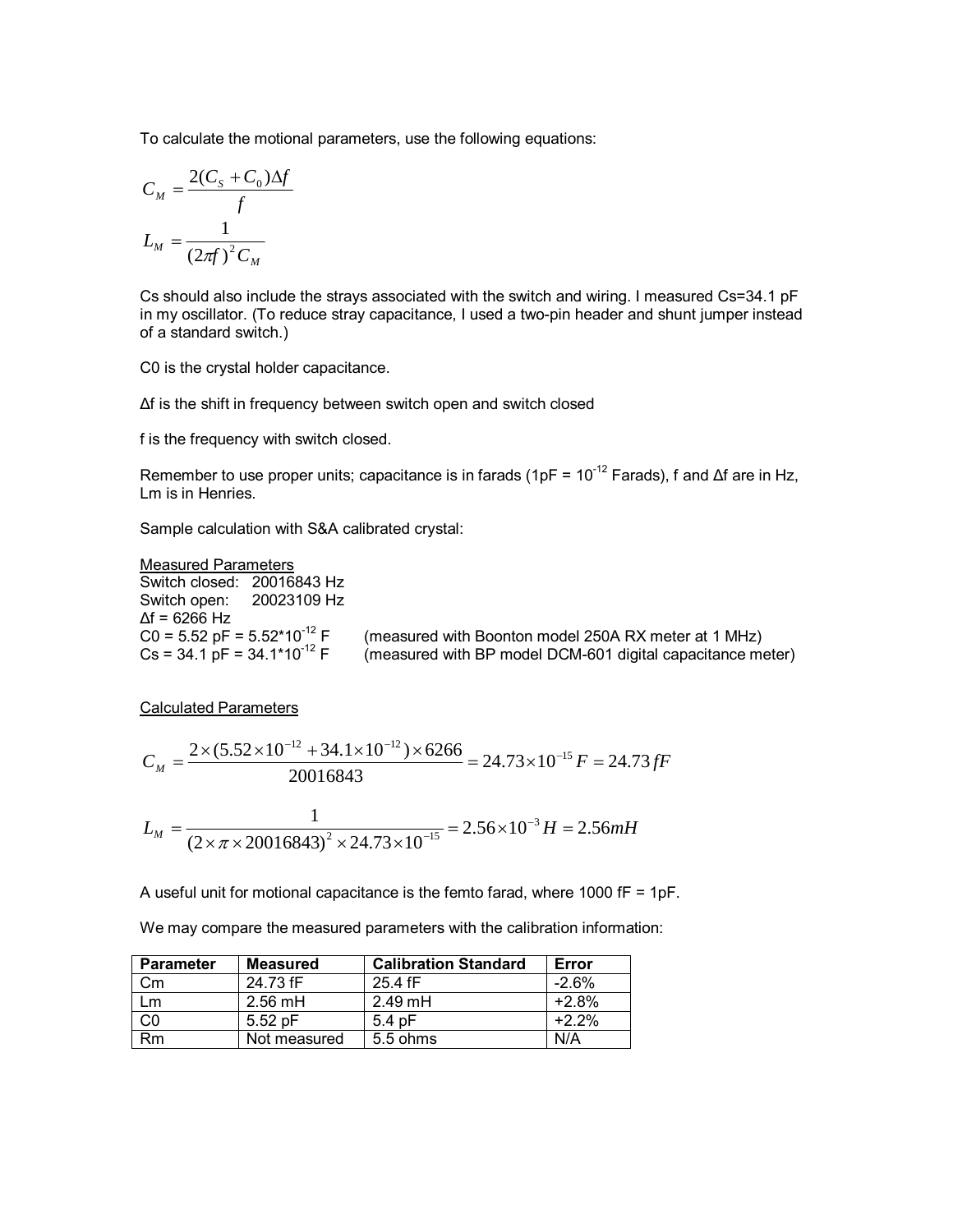To calculate the motional parameters, use the following equations:

$$C_M = \frac{2(C_S + C_0)\Delta f}{f}$$

$$L_M = \frac{1}{(2\pi f)^2 C_M}$$

Cs should also include the strays associated with the switch and wiring. I measured Cs=34.1 pF in my oscillator. (To reduce stray capacitance, I used a two-pin header and shunt jumper instead of a standard switch.)

C0 is the crystal holder capacitance.

Δf is the shift in frequency between switch open and switch closed

f is the frequency with switch closed.

Remember to use proper units; capacitance is in farads (1pF = $10^{-12}$ Farads), f and Δf are in Hz, Lm is in Henries.

Sample calculation with S&A calibrated crystal:

Measured Parameters

Switch closed: 20016843 Hz
Switch open: 20023109 Hz
Δf = 6266 Hz
C0 = 5.52 pF = $5.52 \times 10^{-12}$ F (measured with Boonton model 250A RX meter at 1 MHz)
Cs = 34.1 pF = $34.1 \times 10^{-12}$ F (measured with BP model DCM-601 digital capacitance meter)

Calculated Parameters

$$C_M = \frac{2 \times (5.52 \times 10^{-12} + 34.1 \times 10^{-12}) \times 6266}{20016843} = 24.73 \times 10^{-15} F = 24.73\, fF$$

$$L_M = \frac{1}{(2 \times \pi \times 20016843)^2 \times 24.73 \times 10^{-15}} = 2.56 \times 10^{-3} H = 2.56 mH$$

A useful unit for motional capacitance is the femto farad, where 1000 fF = 1pF.

We may compare the measured parameters with the calibration information:

| Parameter | Measured | Calibration Standard | Error |
|---|---|---|---|
| Cm | 24.73 fF | 25.4 fF | -2.6% |
| Lm | 2.56 mH | 2.49 mH | +2.8% |
| C0 | 5.52 pF | 5.4 pF | +2.2% |
| Rm | Not measured | 5.5 ohms | N/A |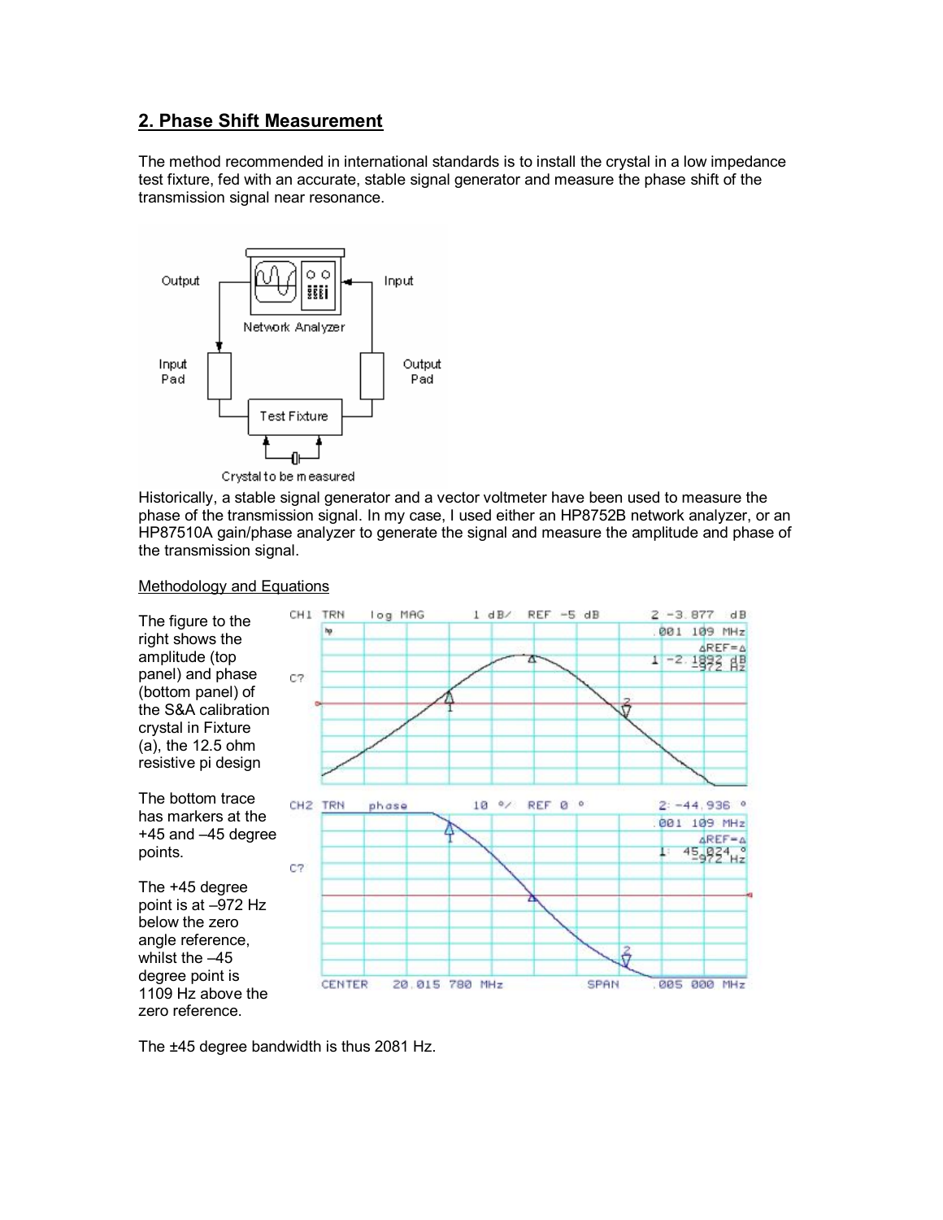## 2. Phase Shift Measurement

The method recommended in international standards is to install the crystal in a low impedance test fixture, fed with an accurate, stable signal generator and measure the phase shift of the transmission signal near resonance.

Historically, a stable signal generator and a vector voltmeter have been used to measure the phase of the transmission signal. In my case, I used either an HP8752B network analyzer, or an HP87510A gain/phase analyzer to generate the signal and measure the amplitude and phase of the transmission signal.

Methodology and Equations

The figure to the right shows the amplitude (top panel) and phase (bottom panel) of the S&A calibration crystal in Fixture (a), the 12.5 ohm resistive pi design

The bottom trace has markers at the +45 and –45 degree points.

The +45 degree point is at –972 Hz below the zero angle reference, whilst the –45 degree point is 1109 Hz above the zero reference.

The ±45 degree bandwidth is thus 2081 Hz.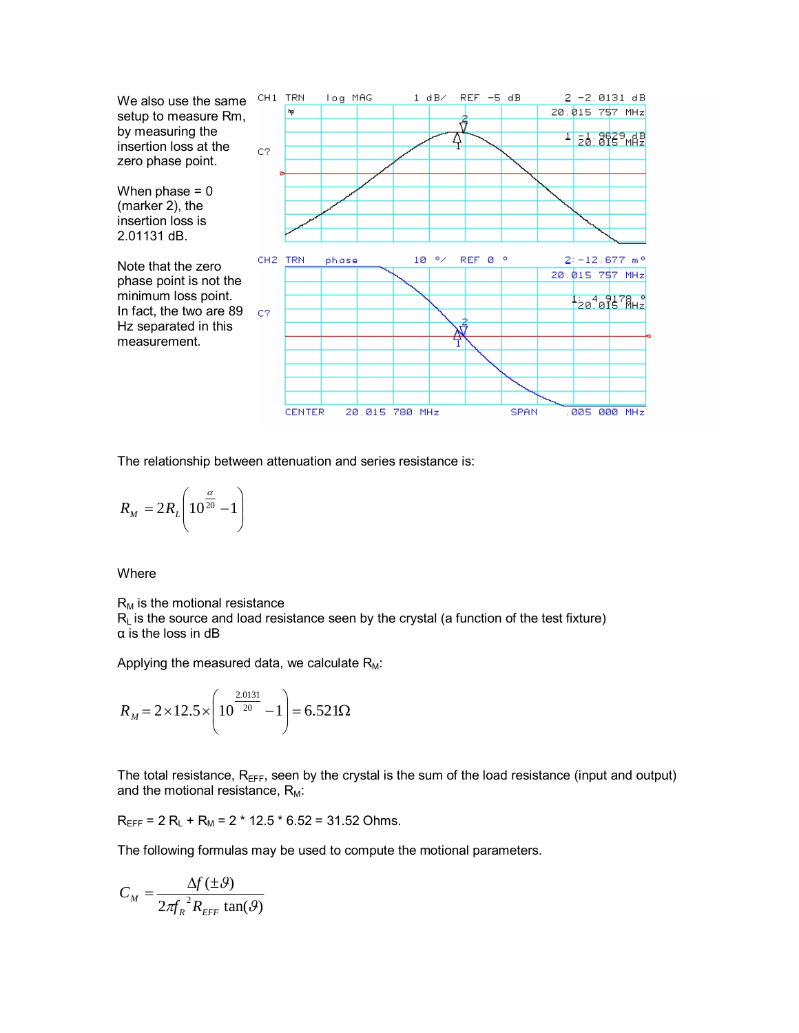We also use the same setup to measure Rm, by measuring the insertion loss at the zero phase point.

When phase = 0 (marker 2), the insertion loss is 2.01131 dB.

Note that the zero phase point is not the minimum loss point. In fact, the two are 89 Hz separated in this measurement.

The relationship between attenuation and series resistance is:

$$R_M = 2R_L\left(10^{\frac{\alpha}{20}} - 1\right)$$

Where

$R_M$ is the motional resistance
$R_L$ is the source and load resistance seen by the crystal (a function of the test fixture)
α is the loss in dB

Applying the measured data, we calculate $R_M$:

$$R_M = 2 \times 12.5 \times \left(10^{\frac{2.0131}{20}} - 1\right) = 6.521\Omega$$

The total resistance, $R_{EFF}$, seen by the crystal is the sum of the load resistance (input and output) and the motional resistance, $R_M$:

$R_{EFF}$ = 2 $R_L$ + $R_M$ = 2 * 12.5 * 6.52 = 31.52 Ohms.

The following formulas may be used to compute the motional parameters.

$$C_M = \frac{\Delta f\,(\pm\vartheta)}{2\pi f_R{}^2 R_{EFF}\,\tan(\vartheta)}$$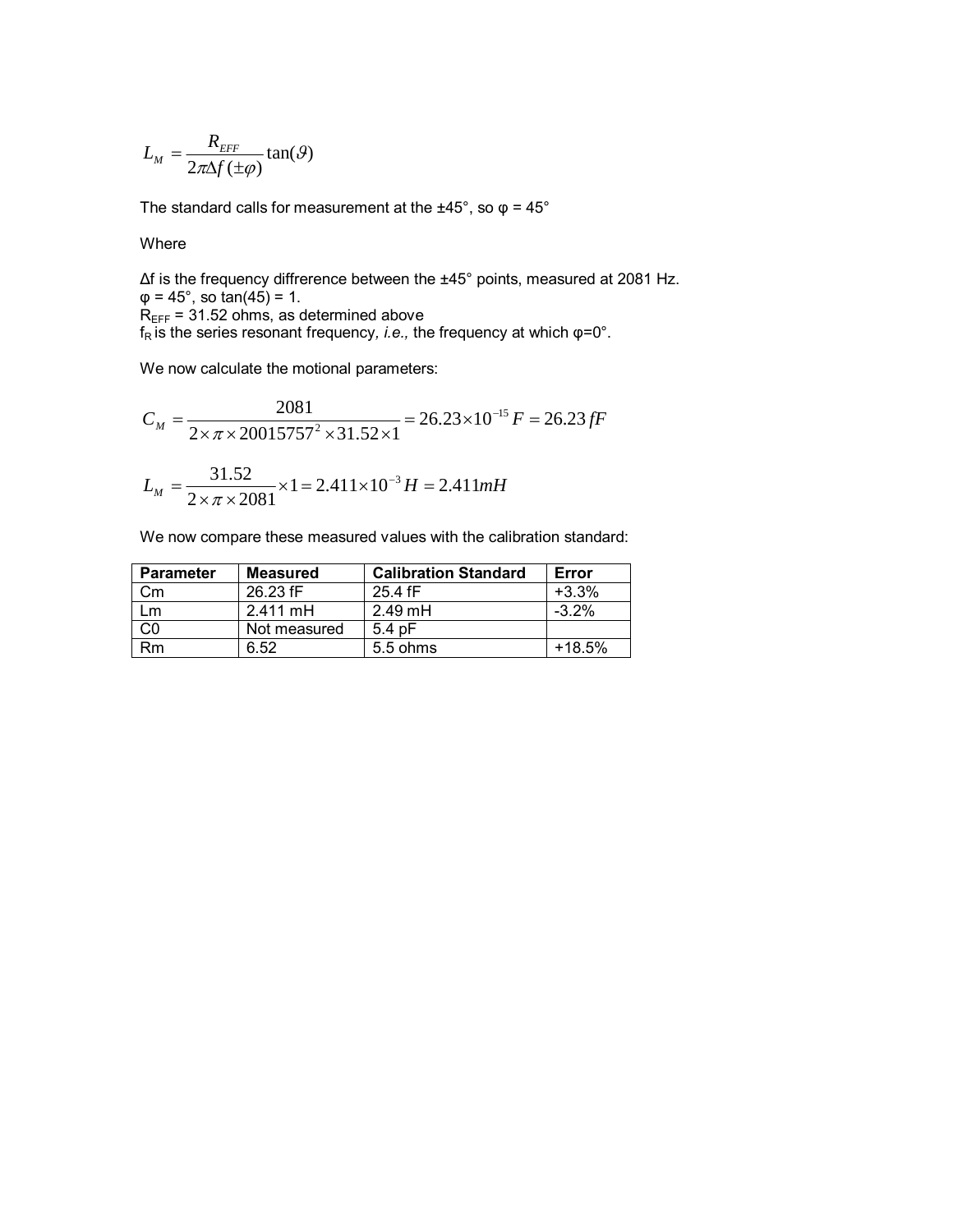$$L_M = \frac{R_{EFF}}{2\pi\Delta f(\pm\varphi)}\tan(\vartheta)$$

The standard calls for measurement at the ±45°, so φ = 45°

Where

Δf is the frequency diffrerence between the ±45° points, measured at 2081 Hz.
φ = 45°, so tan(45) = 1.
$R_{EFF}$ = 31.52 ohms, as determined above
$f_R$ is the series resonant frequency, *i.e.,* the frequency at which φ=0°.

We now calculate the motional parameters:

$$C_M = \frac{2081}{2\times\pi\times 20015757^2 \times 31.52\times 1} = 26.23\times 10^{-15}F = 26.23\,fF$$

$$L_M = \frac{31.52}{2\times\pi\times 2081}\times 1 = 2.411\times 10^{-3}H = 2.411mH$$

We now compare these measured values with the calibration standard:

| Parameter | Measured | Calibration Standard | Error |
|---|---|---|---|
| Cm | 26.23 fF | 25.4 fF | +3.3% |
| Lm | 2.411 mH | 2.49 mH | -3.2% |
| C0 | Not measured | 5.4 pF | |
| Rm | 6.52 | 5.5 ohms | +18.5% |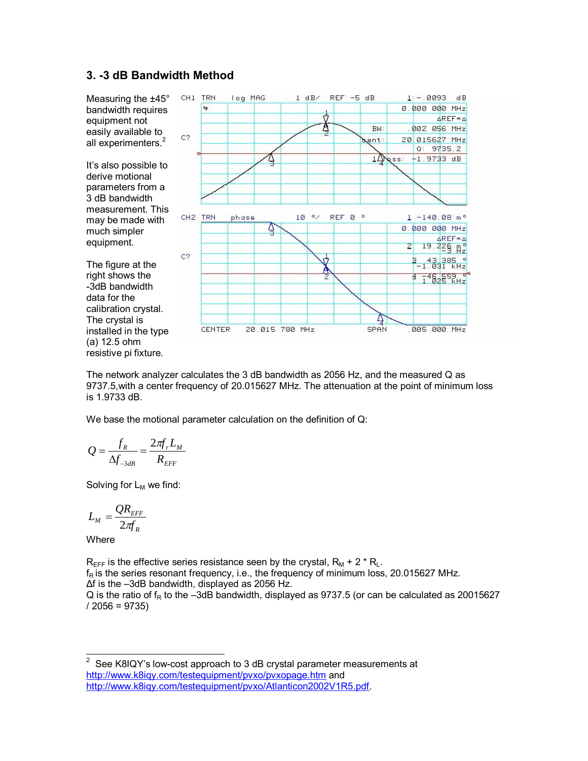## 3. -3 dB Bandwidth Method

Measuring the ±45° bandwidth requires equipment not easily available to all experimenters.[2]

It's also possible to derive motional parameters from a 3 dB bandwidth measurement. This may be made with much simpler equipment.

The figure at the right shows the -3dB bandwidth data for the calibration crystal. The crystal is installed in the type (a) 12.5 ohm resistive pi fixture.

The network analyzer calculates the 3 dB bandwidth as 2056 Hz, and the measured Q as 9737.5,with a center frequency of 20.015627 MHz. The attenuation at the point of minimum loss is 1.9733 dB.

We base the motional parameter calculation on the definition of Q:

$$Q = \frac{f_R}{\Delta f_{-3dB}} = \frac{2\pi f_r L_M}{R_{EFF}}$$

Solving for $L_M$ we find:

$$L_M = \frac{QR_{EFF}}{2\pi f_R}$$

Where

$R_{EFF}$ is the effective series resistance seen by the crystal, $R_M + 2 * R_L$.
$f_R$ is the series resonant frequency, i.e., the frequency of minimum loss, 20.015627 MHz.
$\Delta f$ is the –3dB bandwidth, displayed as 2056 Hz.
Q is the ratio of $f_R$ to the –3dB bandwidth, displayed as 9737.5 (or can be calculated as 20015627 / 2056 = 9735)

[2] See K8IQY's low-cost approach to 3 dB crystal parameter measurements at http://www.k8iqy.com/testequipment/pvxo/pvxopage.htm and http://www.k8iqy.com/testequipment/pvxo/Atlanticon2002V1R5.pdf.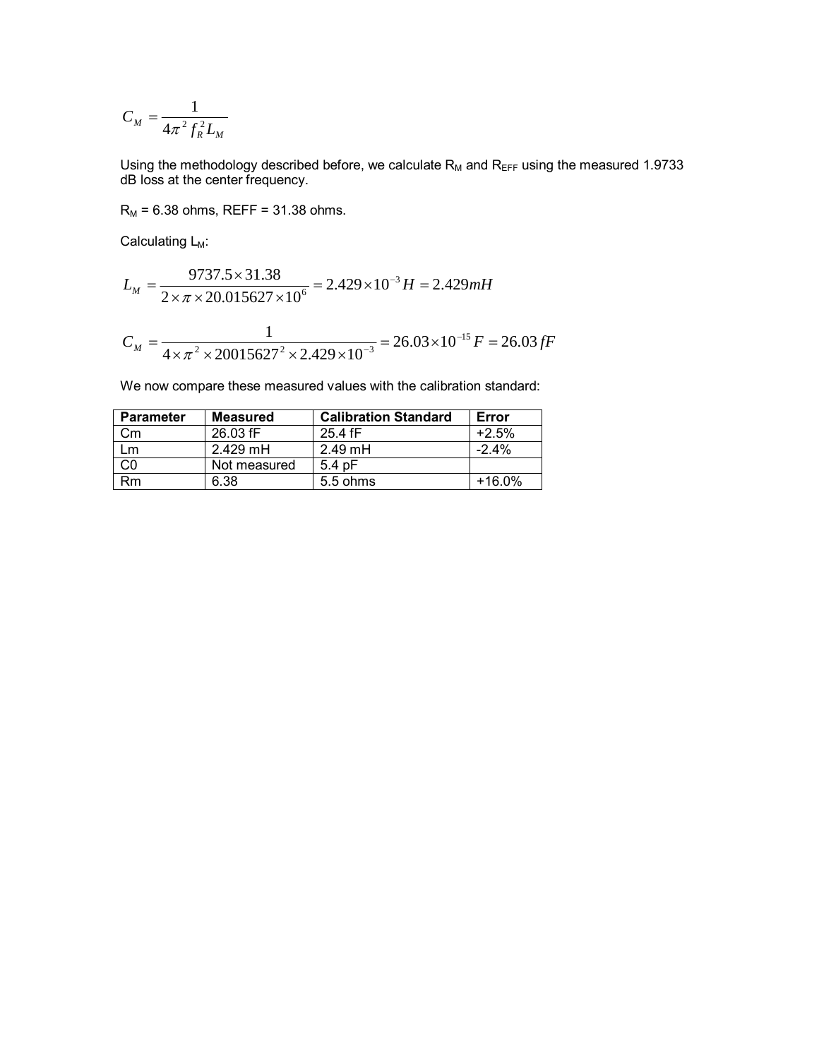$$C_M = \frac{1}{4\pi^2 f_R^2 L_M}$$

Using the methodology described before, we calculate $R_M$ and $R_{EFF}$ using the measured 1.9733 dB loss at the center frequency.

$R_M$ = 6.38 ohms, REFF = 31.38 ohms.

Calculating $L_M$:

$$L_M = \frac{9737.5 \times 31.38}{2 \times \pi \times 20.015627 \times 10^6} = 2.429 \times 10^{-3} H = 2.429 mH$$

$$C_M = \frac{1}{4 \times \pi^2 \times 20015627^2 \times 2.429 \times 10^{-3}} = 26.03 \times 10^{-15} F = 26.03 fF$$

We now compare these measured values with the calibration standard:

| Parameter | Measured | Calibration Standard | Error |
|---|---|---|---|
| Cm | 26.03 fF | 25.4 fF | +2.5% |
| Lm | 2.429 mH | 2.49 mH | -2.4% |
| C0 | Not measured | 5.4 pF | |
| Rm | 6.38 | 5.5 ohms | +16.0% |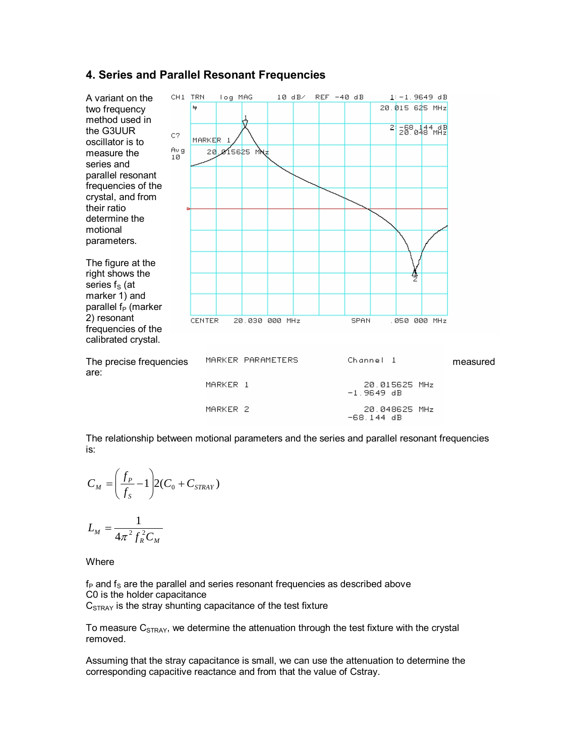## 4. Series and Parallel Resonant Frequencies

A variant on the two frequency method used in the G3UUR oscillator is to measure the series and parallel resonant frequencies of the crystal, and from their ratio determine the motional parameters.

The figure at the right shows the series $f_S$ (at marker 1) and parallel $f_P$ (marker 2) resonant frequencies of the calibrated crystal.

The precise frequencies measured are:

| MARKER PARAMETERS | Channel 1 |
|---|---|
| MARKER 1 | 20.015625 MHz<br>-1.9649 dB |
| MARKER 2 | 20.048625 MHz<br>-68.144 dB |

The relationship between motional parameters and the series and parallel resonant frequencies is:

$$C_M = \left(\frac{f_P}{f_S} - 1\right) 2(C_0 + C_{STRAY})$$

$$L_M = \frac{1}{4\pi^2 f_R^2 C_M}$$

Where

$f_P$ and $f_S$ are the parallel and series resonant frequencies as described above
C0 is the holder capacitance
$C_{STRAY}$ is the stray shunting capacitance of the test fixture

To measure $C_{STRAY}$, we determine the attenuation through the test fixture with the crystal removed.

Assuming that the stray capacitance is small, we can use the attenuation to determine the corresponding capacitive reactance and from that the value of Cstray.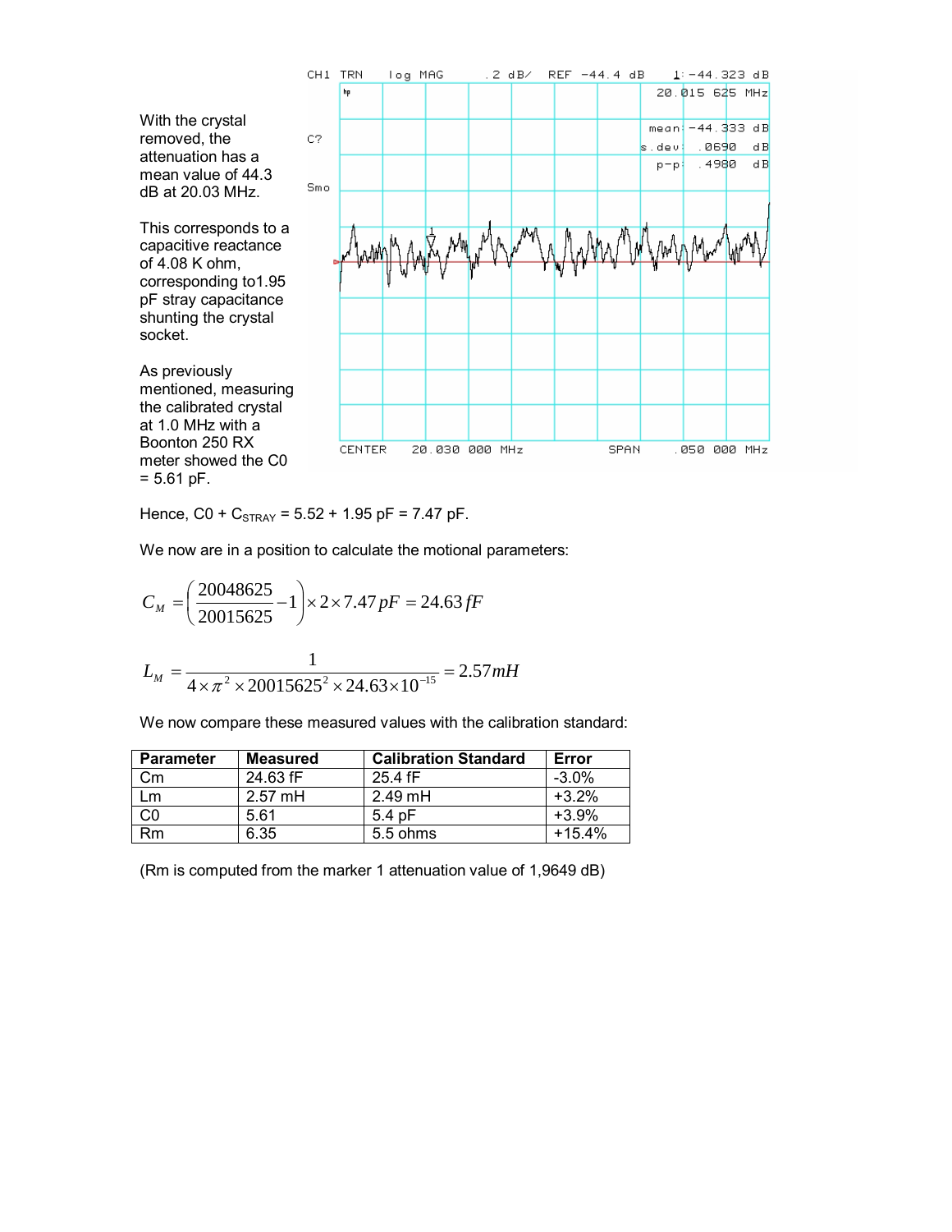With the crystal removed, the attenuation has a mean value of 44.3 dB at 20.03 MHz.

This corresponds to a capacitive reactance of 4.08 K ohm, corresponding to1.95 pF stray capacitance shunting the crystal socket.

As previously mentioned, measuring the calibrated crystal at 1.0 MHz with a Boonton 250 RX meter showed the C0 = 5.61 pF.

Hence, C0 + $C_{STRAY}$ = 5.52 + 1.95 pF = 7.47 pF.

We now are in a position to calculate the motional parameters:

$$C_M = \left(\frac{20048625}{20015625} - 1\right) \times 2 \times 7.47\,pF = 24.63\,fF$$

$$L_M = \frac{1}{4 \times \pi^2 \times 20015625^2 \times 24.63 \times 10^{-15}} = 2.57\,mH$$

We now compare these measured values with the calibration standard:

| Parameter | Measured | Calibration Standard | Error |
|---|---|---|---|
| Cm | 24.63 fF | 25.4 fF | -3.0% |
| Lm | 2.57 mH | 2.49 mH | +3.2% |
| C0 | 5.61 | 5.4 pF | +3.9% |
| Rm | 6.35 | 5.5 ohms | +15.4% |

(Rm is computed from the marker 1 attenuation value of 1,9649 dB)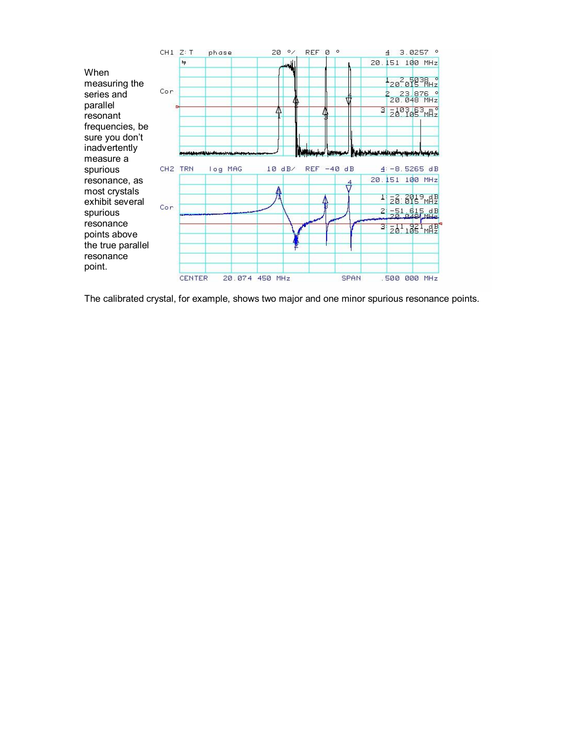When measuring the series and parallel resonant frequencies, be sure you don't inadvertently measure a spurious resonance, as most crystals exhibit several spurious resonance points above the true parallel resonance point.

The calibrated crystal, for example, shows two major and one minor spurious resonance points.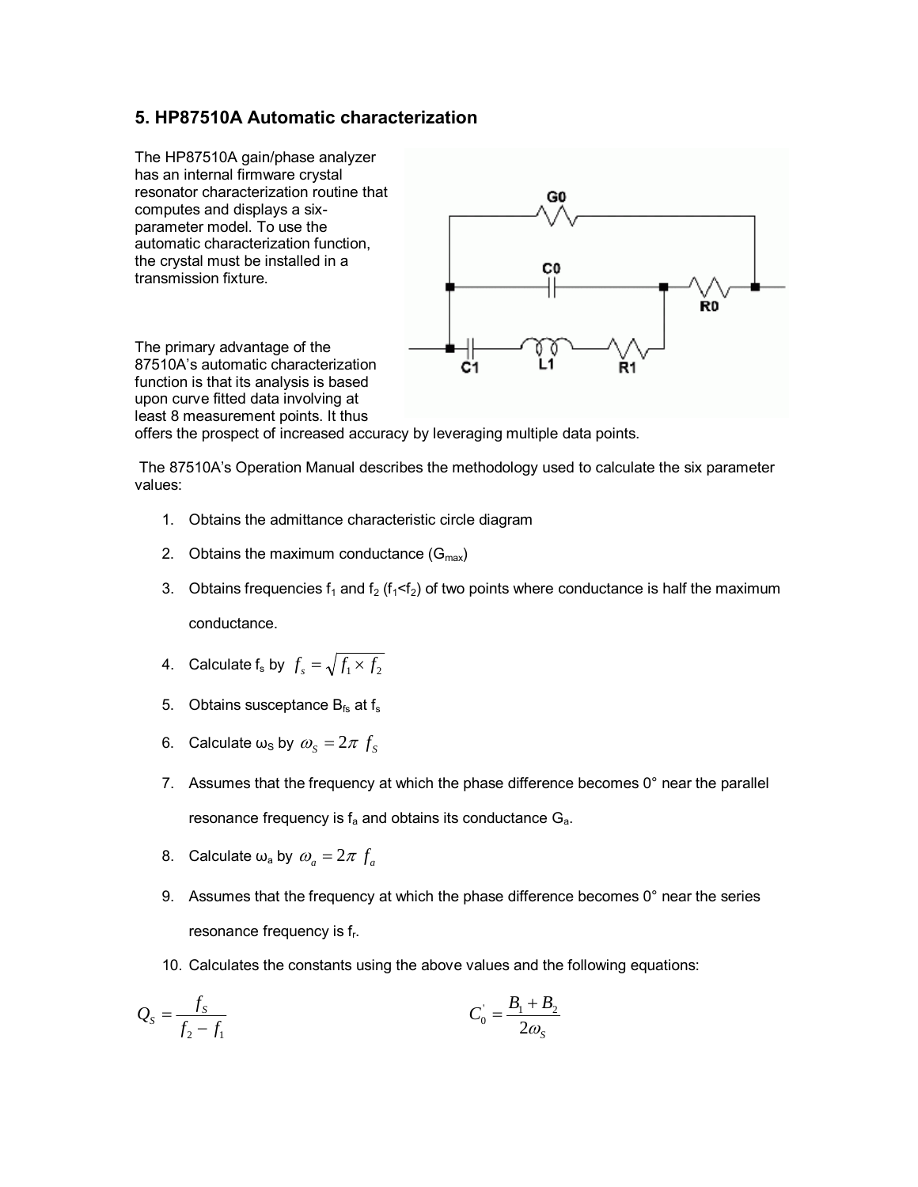## 5. HP87510A Automatic characterization

The HP87510A gain/phase analyzer has an internal firmware crystal resonator characterization routine that computes and displays a six-parameter model. To use the automatic characterization function, the crystal must be installed in a transmission fixture.

The primary advantage of the 87510A's automatic characterization function is that its analysis is based upon curve fitted data involving at least 8 measurement points. It thus offers the prospect of increased accuracy by leveraging multiple data points.

The 87510A's Operation Manual describes the methodology used to calculate the six parameter values:

1. Obtains the admittance characteristic circle diagram
2. Obtains the maximum conductance ($G_{max}$)
3. Obtains frequencies $f_1$ and $f_2$ ($f_1 < f_2$) of two points where conductance is half the maximum conductance.
4. Calculate $f_s$ by $f_s = \sqrt{f_1 \times f_2}$
5. Obtains susceptance $B_{fs}$ at $f_s$
6. Calculate $\omega_S$ by $\omega_S = 2\pi\, f_S$
7. Assumes that the frequency at which the phase difference becomes 0° near the parallel resonance frequency is $f_a$ and obtains its conductance $G_a$.
8. Calculate $\omega_a$ by $\omega_a = 2\pi\, f_a$
9. Assumes that the frequency at which the phase difference becomes 0° near the series resonance frequency is $f_r$.
10. Calculates the constants using the above values and the following equations:

$$Q_S = \frac{f_S}{f_2 - f_1} \qquad\qquad C_0^{'} = \frac{B_1 + B_2}{2\omega_S}$$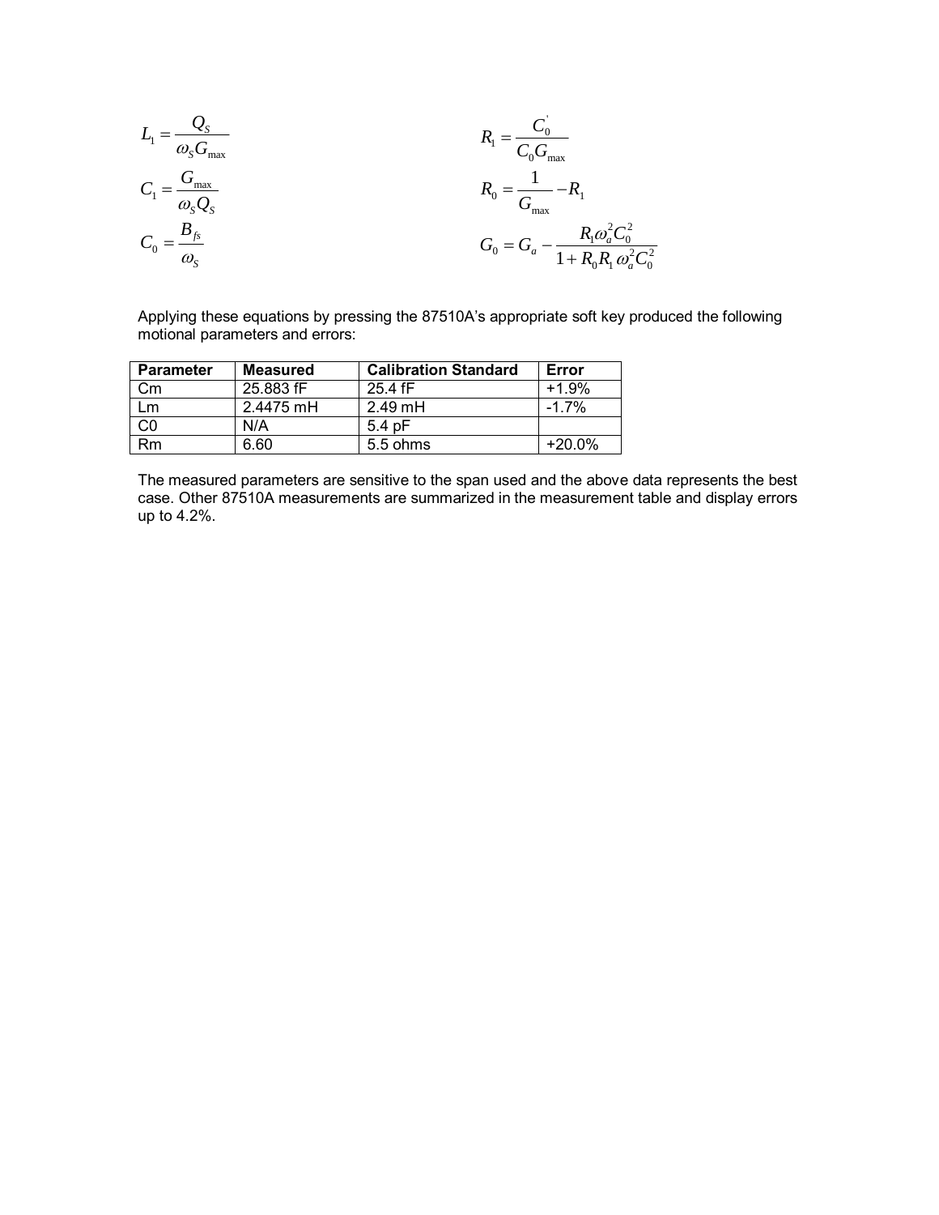$$L_1 = \frac{Q_S}{\omega_S G_{max}}$$

$$C_1 = \frac{G_{max}}{\omega_S Q_S}$$

$$C_0 = \frac{B_{fs}}{\omega_S}$$

$$R_1 = \frac{C_0^{'}}{C_0 G_{max}}$$

$$R_0 = \frac{1}{G_{max}} - R_1$$

$$G_0 = G_a - \frac{R_1 \omega_a^2 C_0^2}{1 + R_0 R_1 \omega_a^2 C_0^2}$$

Applying these equations by pressing the 87510A's appropriate soft key produced the following motional parameters and errors:

| Parameter | Measured | Calibration Standard | Error |
|---|---|---|---|
| Cm | 25.883 fF | 25.4 fF | +1.9% |
| Lm | 2.4475 mH | 2.49 mH | -1.7% |
| C0 | N/A | 5.4 pF | |
| Rm | 6.60 | 5.5 ohms | +20.0% |

The measured parameters are sensitive to the span used and the above data represents the best case. Other 87510A measurements are summarized in the measurement table and display errors up to 4.2%.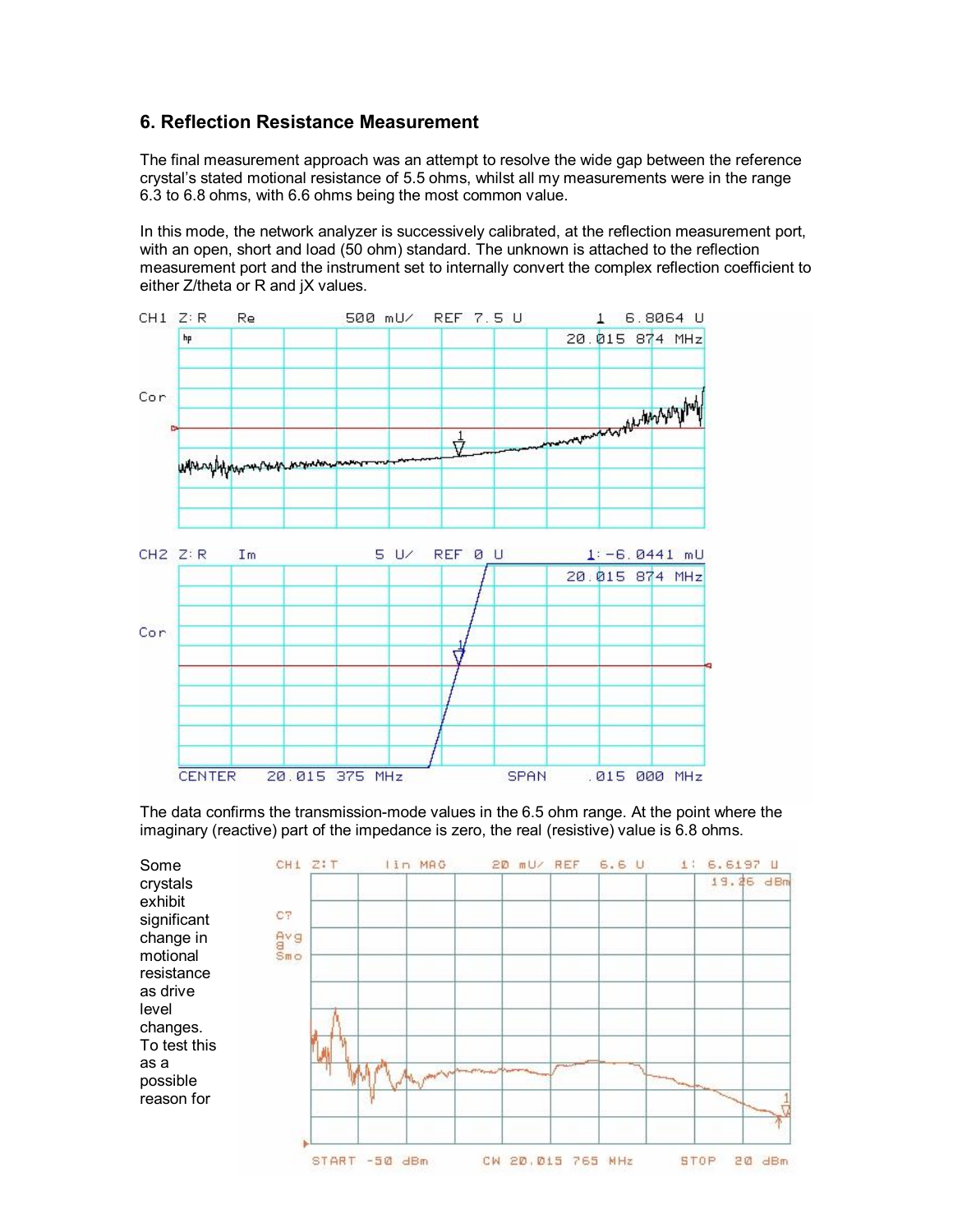## 6. Reflection Resistance Measurement

The final measurement approach was an attempt to resolve the wide gap between the reference crystal's stated motional resistance of 5.5 ohms, whilst all my measurements were in the range 6.3 to 6.8 ohms, with 6.6 ohms being the most common value.

In this mode, the network analyzer is successively calibrated, at the reflection measurement port, with an open, short and load (50 ohm) standard. The unknown is attached to the reflection measurement port and the instrument set to internally convert the complex reflection coefficient to either Z/theta or R and jX values.

The data confirms the transmission-mode values in the 6.5 ohm range. At the point where the imaginary (reactive) part of the impedance is zero, the real (resistive) value is 6.8 ohms.

Some crystals exhibit significant change in motional resistance as drive level changes. To test this as a possible reason for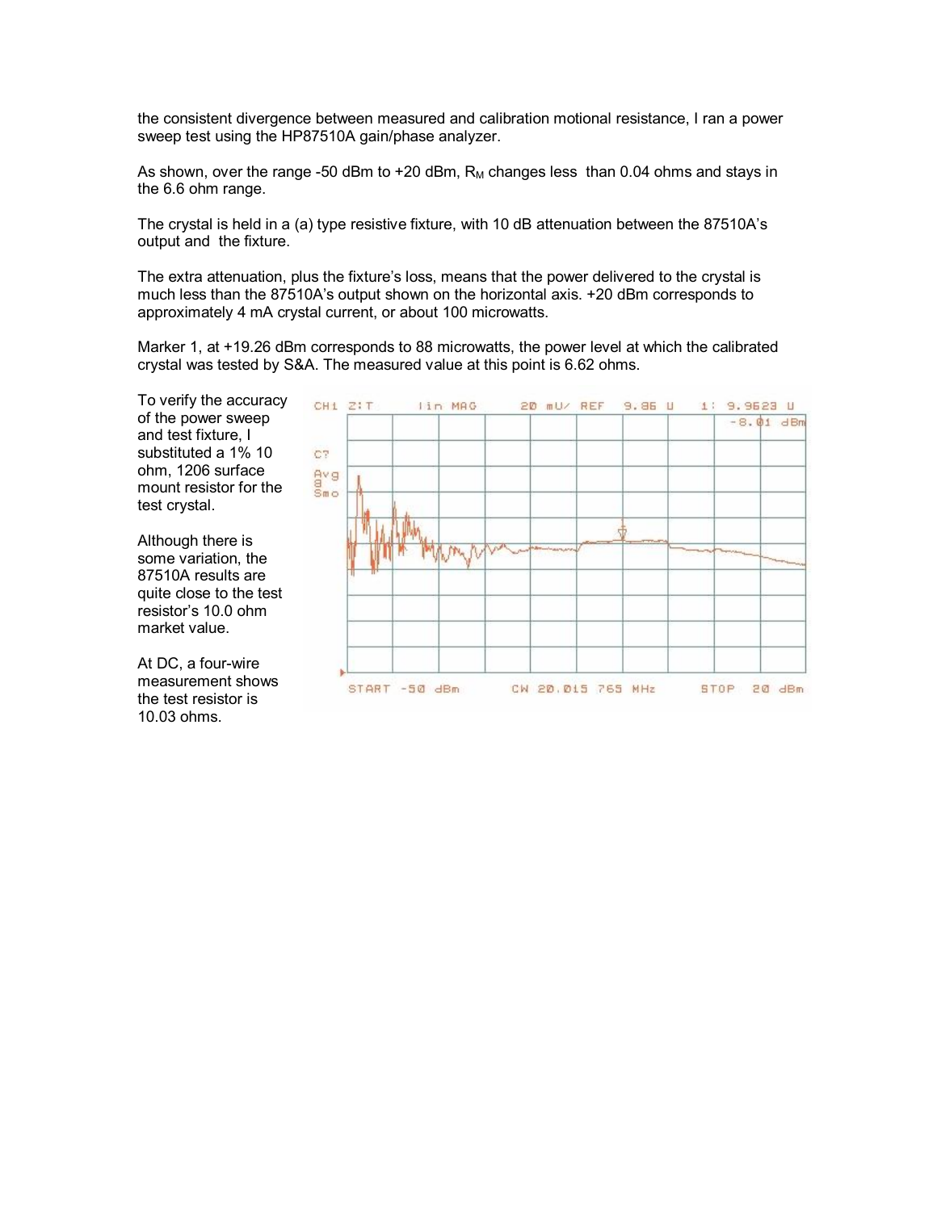the consistent divergence between measured and calibration motional resistance, I ran a power sweep test using the HP87510A gain/phase analyzer.

As shown, over the range -50 dBm to +20 dBm, $R_M$ changes less than 0.04 ohms and stays in the 6.6 ohm range.

The crystal is held in a (a) type resistive fixture, with 10 dB attenuation between the 87510A's output and the fixture.

The extra attenuation, plus the fixture's loss, means that the power delivered to the crystal is much less than the 87510A's output shown on the horizontal axis. +20 dBm corresponds to approximately 4 mA crystal current, or about 100 microwatts.

Marker 1, at +19.26 dBm corresponds to 88 microwatts, the power level at which the calibrated crystal was tested by S&A. The measured value at this point is 6.62 ohms.

To verify the accuracy of the power sweep and test fixture, I substituted a 1% 10 ohm, 1206 surface mount resistor for the test crystal.

Although there is some variation, the 87510A results are quite close to the test resistor's 10.0 ohm market value.

At DC, a four-wire measurement shows the test resistor is 10.03 ohms.

CH1 Z:T lin MAG 20 mU/ REF 9.86 U 1: 9.9623 U -8.01 dBm

C? Avg 8 Smo

START -50 dBm CW 20.015 765 MHz STOP 20 dBm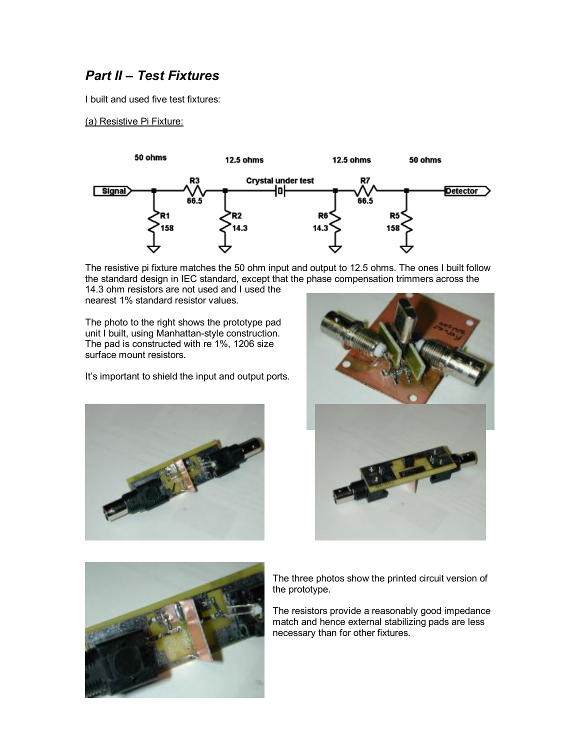## *Part II – Test Fixtures*

I built and used five test fixtures:

(a) Resistive Pi Fixture:

The resistive pi fixture matches the 50 ohm input and output to 12.5 ohms. The ones I built follow the standard design in IEC standard, except that the phase compensation trimmers across the 14.3 ohm resistors are not used and I used the nearest 1% standard resistor values.

The photo to the right shows the prototype pad unit I built, using Manhattan-style construction. The pad is constructed with re 1%, 1206 size surface mount resistors.

It's important to shield the input and output ports.

The three photos show the printed circuit version of the prototype.

The resistors provide a reasonably good impedance match and hence external stabilizing pads are less necessary than for other fixtures.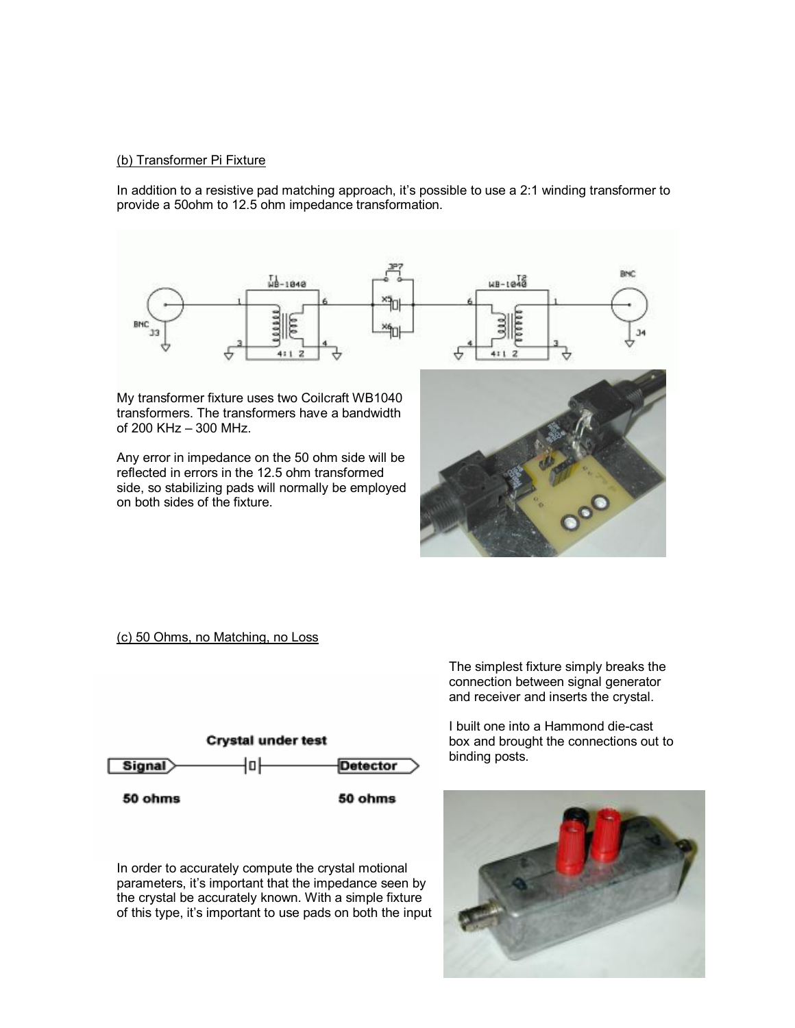(b) Transformer Pi Fixture

In addition to a resistive pad matching approach, it's possible to use a 2:1 winding transformer to provide a 50ohm to 12.5 ohm impedance transformation.

My transformer fixture uses two Coilcraft WB1040 transformers. The transformers have a bandwidth of 200 KHz – 300 MHz.

Any error in impedance on the 50 ohm side will be reflected in errors in the 12.5 ohm transformed side, so stabilizing pads will normally be employed on both sides of the fixture.

(c) 50 Ohms, no Matching, no Loss

The simplest fixture simply breaks the connection between signal generator and receiver and inserts the crystal.

I built one into a Hammond die-cast box and brought the connections out to binding posts.

In order to accurately compute the crystal motional parameters, it's important that the impedance seen by the crystal be accurately known. With a simple fixture of this type, it's important to use pads on both the input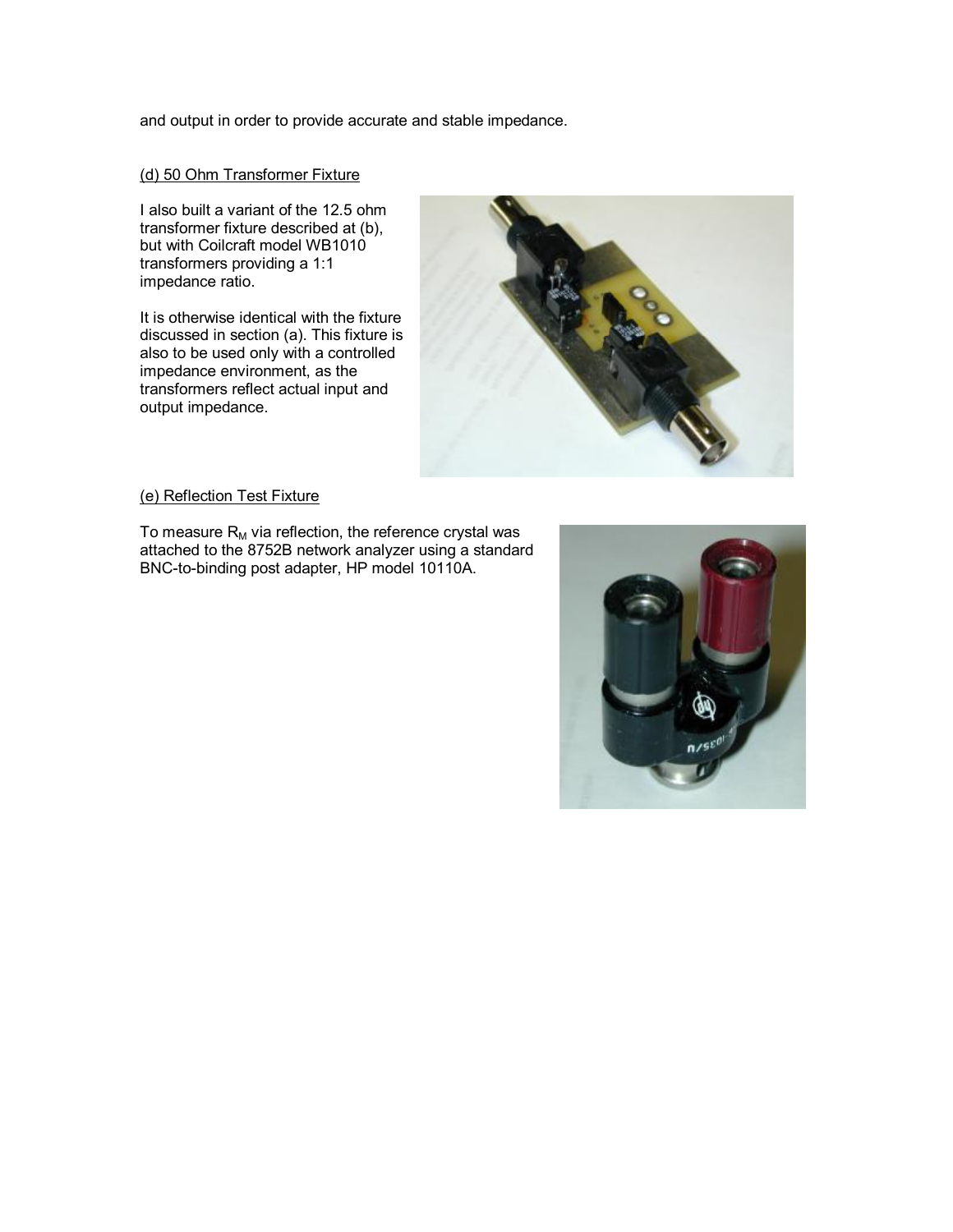and output in order to provide accurate and stable impedance.

(d) 50 Ohm Transformer Fixture

I also built a variant of the 12.5 ohm transformer fixture described at (b), but with Coilcraft model WB1010 transformers providing a 1:1 impedance ratio.

It is otherwise identical with the fixture discussed in section (a). This fixture is also to be used only with a controlled impedance environment, as the transformers reflect actual input and output impedance.

(e) Reflection Test Fixture

To measure $R_M$ via reflection, the reference crystal was attached to the 8752B network analyzer using a standard BNC-to-binding post adapter, HP model 10110A.